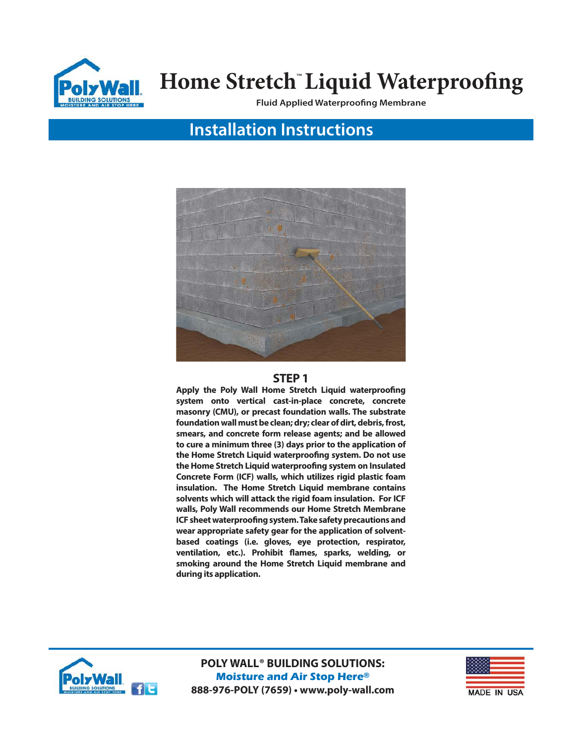# Home Stretch™ Liquid Waterproofing

**Fluid Applied Waterproofing Membrane**

## Installation Instructions

### STEP 1

**Apply the Poly Wall Home Stretch Liquid waterproofing system onto vertical cast-in-place concrete, concrete masonry (CMU), or precast foundation walls. The substrate foundation wall must be clean; dry; clear of dirt, debris, frost, smears, and concrete form release agents; and be allowed to cure a minimum three (3) days prior to the application of the Home Stretch Liquid waterproofing system. Do not use the Home Stretch Liquid waterproofing system on Insulated Concrete Form (ICF) walls, which utilizes rigid plastic foam insulation. The Home Stretch Liquid membrane contains solvents which will attack the rigid foam insulation. For ICF walls, Poly Wall recommends our Home Stretch Membrane ICF sheet waterproofing system. Take safety precautions and wear appropriate safety gear for the application of solvent-based coatings (i.e. gloves, eye protection, respirator, ventilation, etc.). Prohibit flames, sparks, welding, or smoking around the Home Stretch Liquid membrane and during its application.**

**POLY WALL® BUILDING SOLUTIONS:**
**Moisture and Air Stop Here®**
**888-976-POLY (7659) • www.poly-wall.com**

MADE IN USA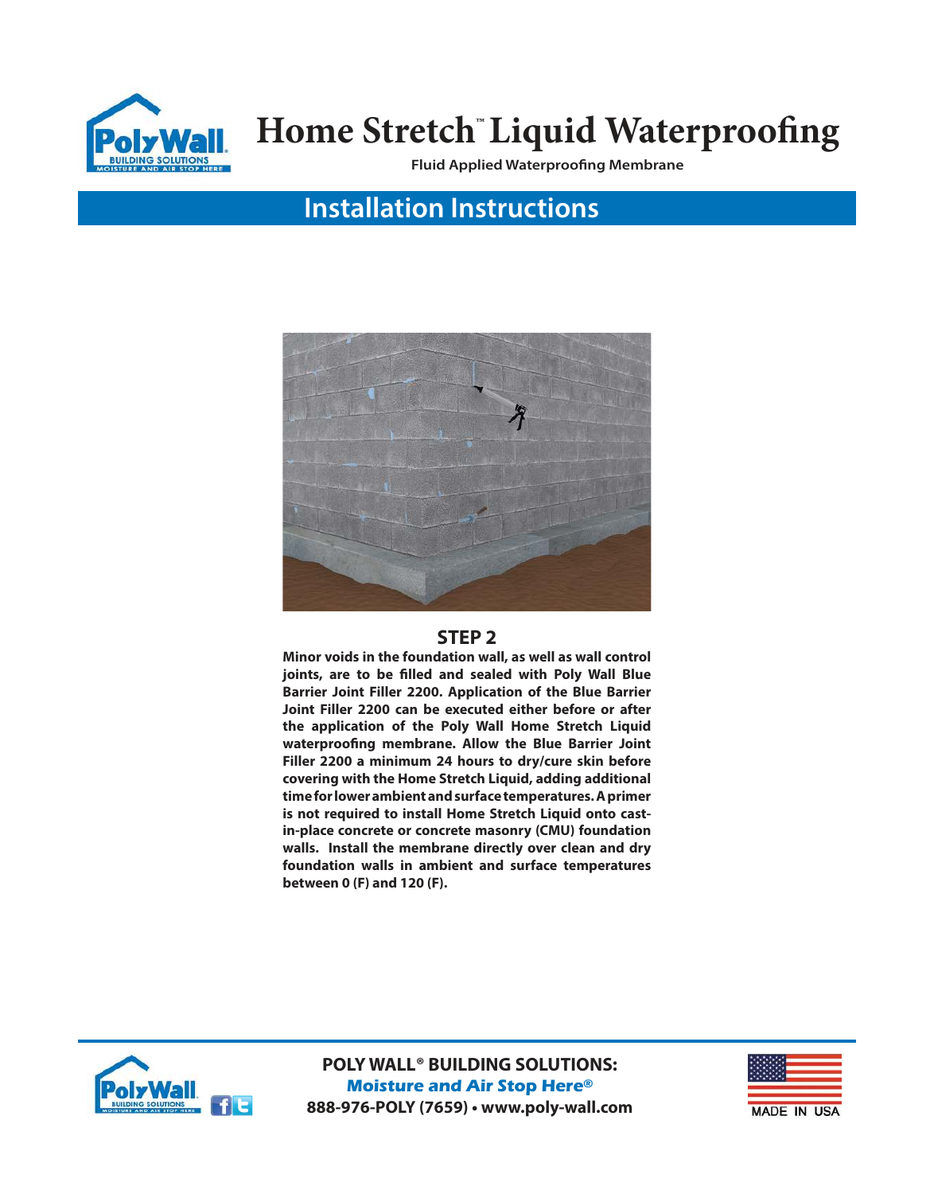# Home Stretch™ Liquid Waterproofing

**Fluid Applied Waterproofing Membrane**

## Installation Instructions

### STEP 2

**Minor voids in the foundation wall, as well as wall control joints, are to be filled and sealed with Poly Wall Blue Barrier Joint Filler 2200. Application of the Blue Barrier Joint Filler 2200 can be executed either before or after the application of the Poly Wall Home Stretch Liquid waterproofing membrane. Allow the Blue Barrier Joint Filler 2200 a minimum 24 hours to dry/cure skin before covering with the Home Stretch Liquid, adding additional time for lower ambient and surface temperatures. A primer is not required to install Home Stretch Liquid onto cast-in-place concrete or concrete masonry (CMU) foundation walls. Install the membrane directly over clean and dry foundation walls in ambient and surface temperatures between 0 (F) and 120 (F).**

**POLY WALL® BUILDING SOLUTIONS:**
***Moisture and Air Stop Here®***
**888-976-POLY (7659) • www.poly-wall.com**

MADE IN USA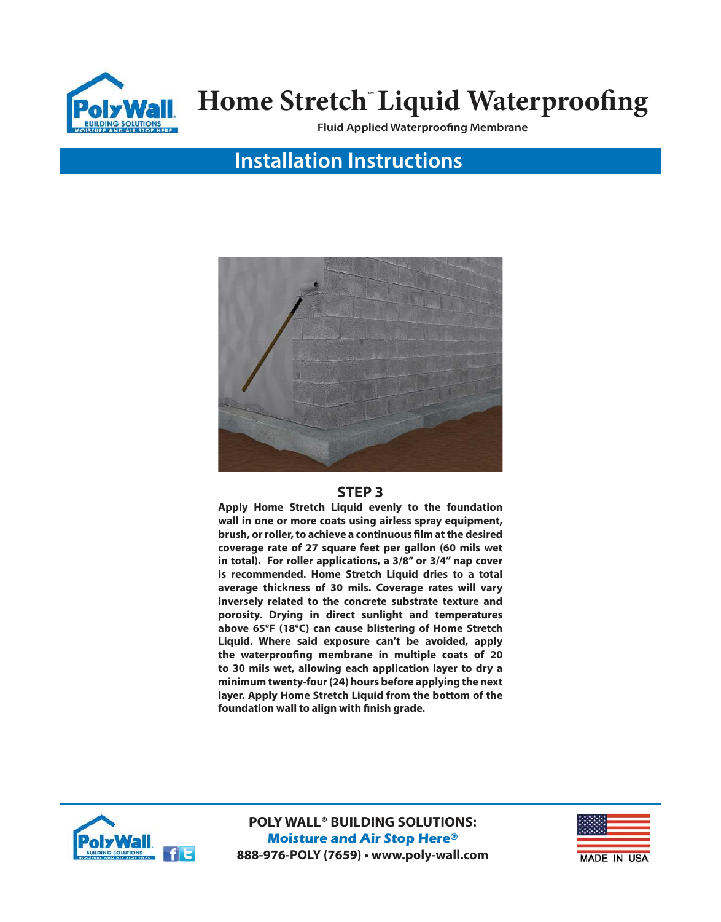# Home Stretch™ Liquid Waterproofing

**Fluid Applied Waterproofing Membrane**

## Installation Instructions

### STEP 3

**Apply Home Stretch Liquid evenly to the foundation wall in one or more coats using airless spray equipment, brush, or roller, to achieve a continuous film at the desired coverage rate of 27 square feet per gallon (60 mils wet in total). For roller applications, a 3/8" or 3/4" nap cover is recommended. Home Stretch Liquid dries to a total average thickness of 30 mils. Coverage rates will vary inversely related to the concrete substrate texture and porosity. Drying in direct sunlight and temperatures above 65°F (18°C) can cause blistering of Home Stretch Liquid. Where said exposure can't be avoided, apply the waterproofing membrane in multiple coats of 20 to 30 mils wet, allowing each application layer to dry a minimum twenty-four (24) hours before applying the next layer. Apply Home Stretch Liquid from the bottom of the foundation wall to align with finish grade.**

**POLY WALL® BUILDING SOLUTIONS:**
***Moisture and Air Stop Here®***
**888-976-POLY (7659) • www.poly-wall.com**

MADE IN USA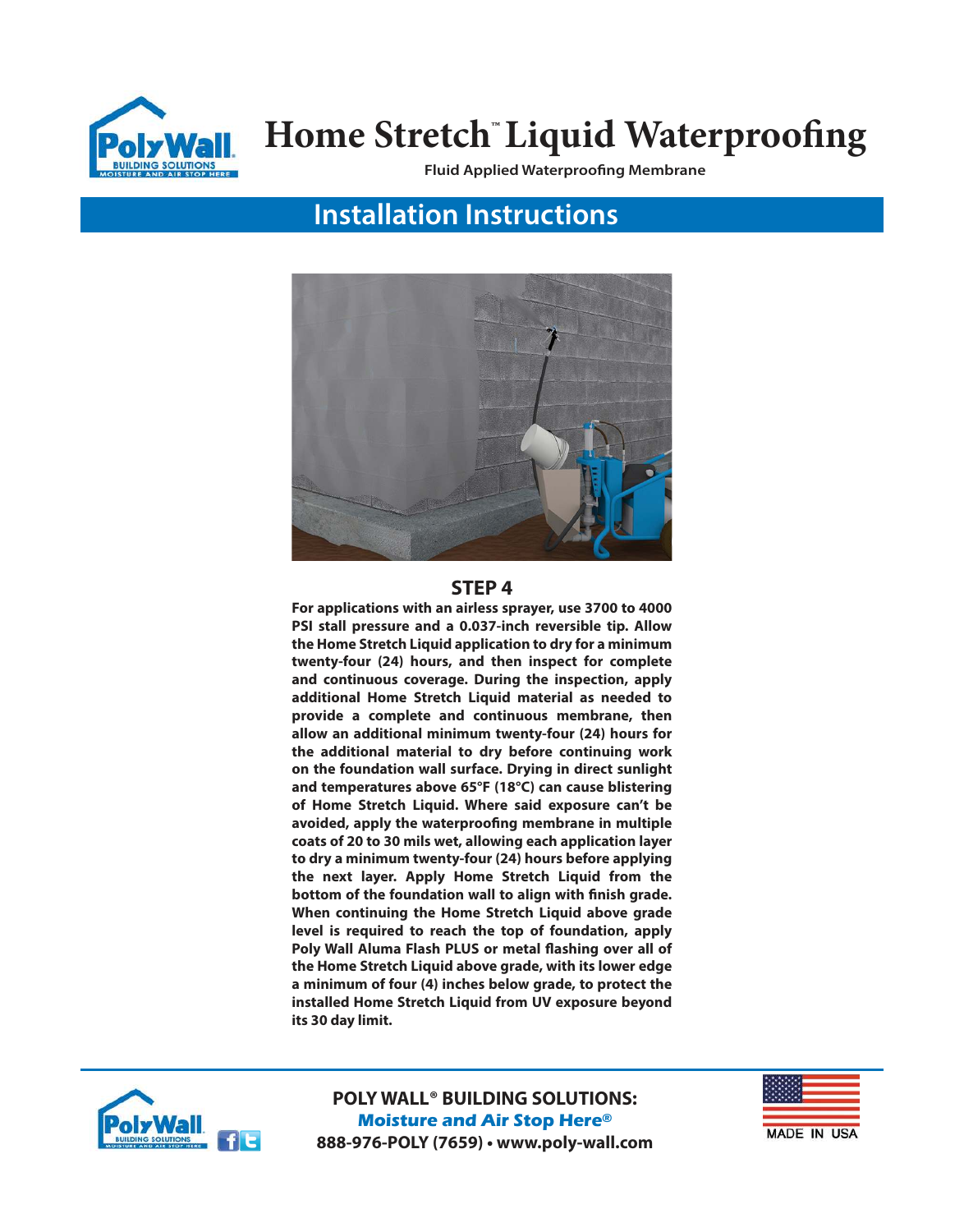# Home Stretch™ Liquid Waterproofing

**Fluid Applied Waterproofing Membrane**

## Installation Instructions

### STEP 4

**For applications with an airless sprayer, use 3700 to 4000 PSI stall pressure and a 0.037-inch reversible tip. Allow the Home Stretch Liquid application to dry for a minimum twenty-four (24) hours, and then inspect for complete and continuous coverage. During the inspection, apply additional Home Stretch Liquid material as needed to provide a complete and continuous membrane, then allow an additional minimum twenty-four (24) hours for the additional material to dry before continuing work on the foundation wall surface. Drying in direct sunlight and temperatures above 65°F (18°C) can cause blistering of Home Stretch Liquid. Where said exposure can't be avoided, apply the waterproofing membrane in multiple coats of 20 to 30 mils wet, allowing each application layer to dry a minimum twenty-four (24) hours before applying the next layer. Apply Home Stretch Liquid from the bottom of the foundation wall to align with finish grade. When continuing the Home Stretch Liquid above grade level is required to reach the top of foundation, apply Poly Wall Aluma Flash PLUS or metal flashing over all of the Home Stretch Liquid above grade, with its lower edge a minimum of four (4) inches below grade, to protect the installed Home Stretch Liquid from UV exposure beyond its 30 day limit.**

**POLY WALL® BUILDING SOLUTIONS:**
***Moisture and Air Stop Here®***
**888-976-POLY (7659) • www.poly-wall.com**

MADE IN USA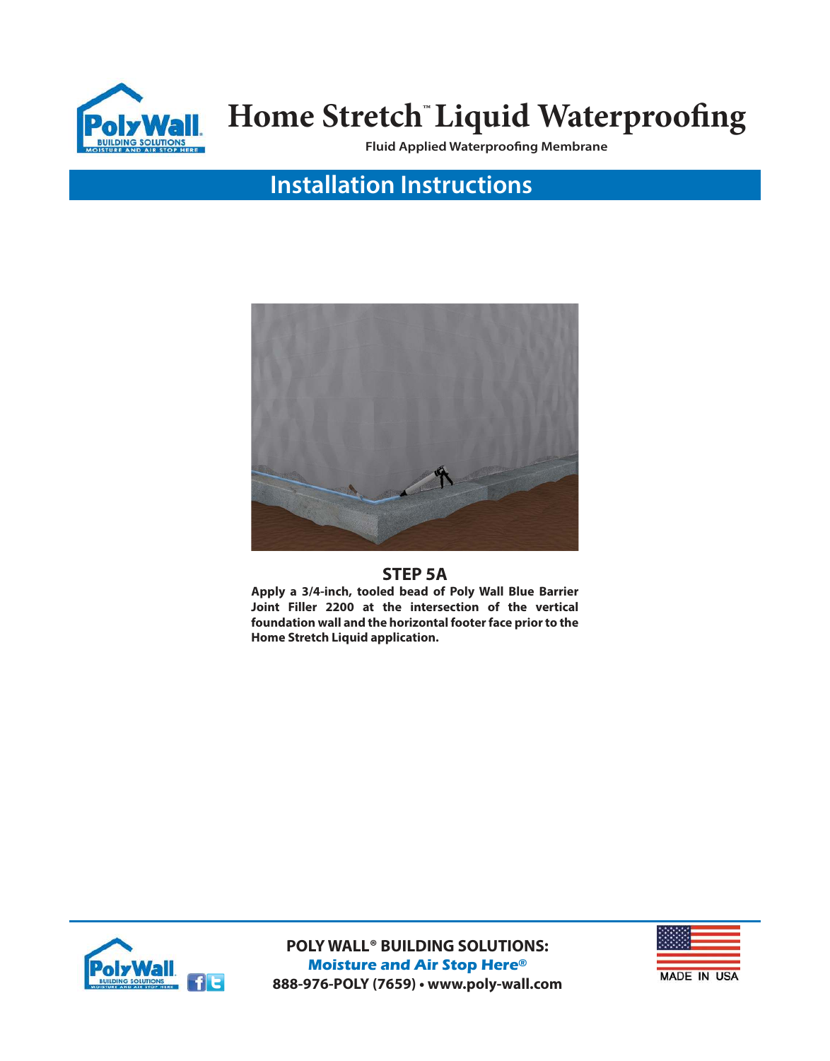# Home Stretch™ Liquid Waterproofing

**Fluid Applied Waterproofing Membrane**

## Installation Instructions

### STEP 5A

**Apply a 3/4-inch, tooled bead of Poly Wall Blue Barrier Joint Filler 2200 at the intersection of the vertical foundation wall and the horizontal footer face prior to the Home Stretch Liquid application.**

**POLY WALL® BUILDING SOLUTIONS:**
***Moisture and Air Stop Here®***
**888-976-POLY (7659) • www.poly-wall.com**

MADE IN USA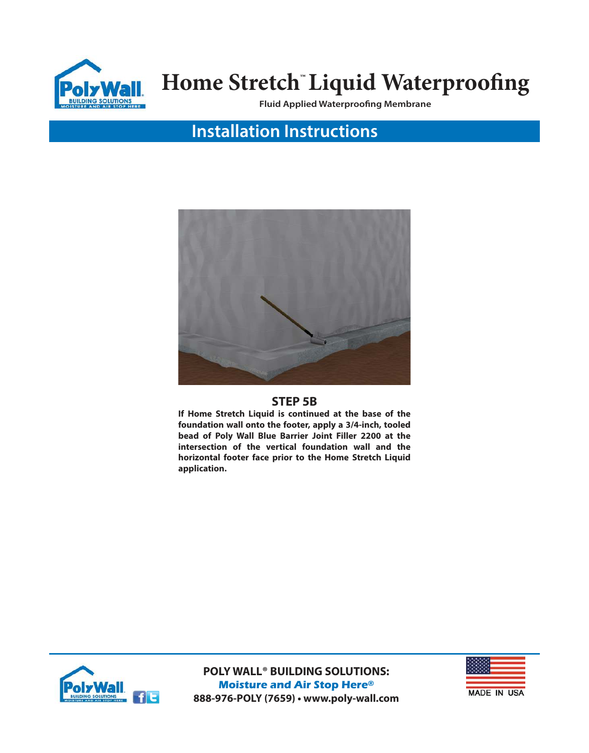# Home Stretch™ Liquid Waterproofing

**Fluid Applied Waterproofing Membrane**

## Installation Instructions

### STEP 5B

**If Home Stretch Liquid is continued at the base of the foundation wall onto the footer, apply a 3/4-inch, tooled bead of Poly Wall Blue Barrier Joint Filler 2200 at the intersection of the vertical foundation wall and the horizontal footer face prior to the Home Stretch Liquid application.**

**POLY WALL® BUILDING SOLUTIONS:**
***Moisture and Air Stop Here®***
**888-976-POLY (7659) • www.poly-wall.com**

MADE IN USA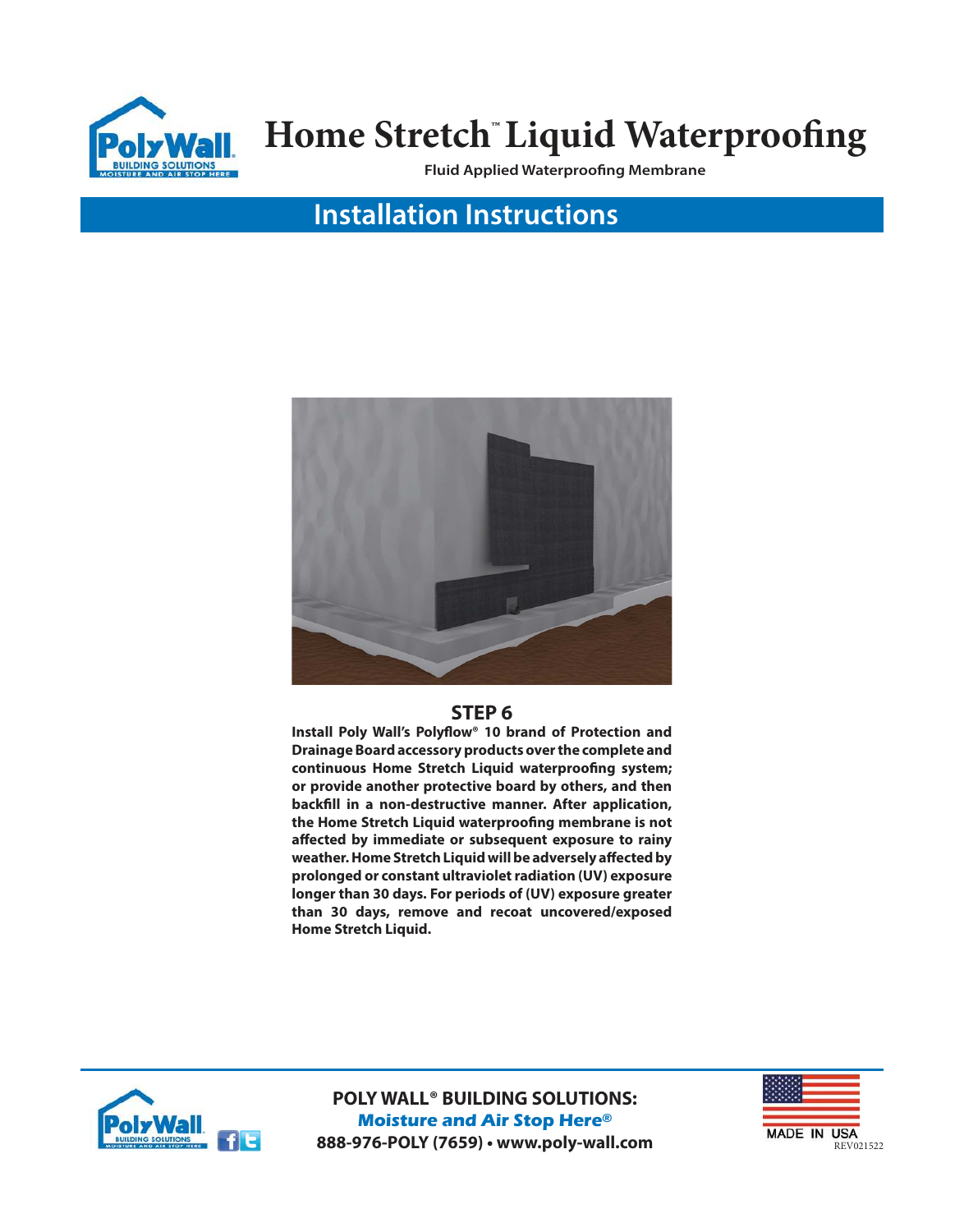# Home Stretch™ Liquid Waterproofing

**Fluid Applied Waterproofing Membrane**

## Installation Instructions

### STEP 6

**Install Poly Wall's Polyflow® 10 brand of Protection and Drainage Board accessory products over the complete and continuous Home Stretch Liquid waterproofing system; or provide another protective board by others, and then backfill in a non-destructive manner. After application, the Home Stretch Liquid waterproofing membrane is not affected by immediate or subsequent exposure to rainy weather. Home Stretch Liquid will be adversely affected by prolonged or constant ultraviolet radiation (UV) exposure longer than 30 days. For periods of (UV) exposure greater than 30 days, remove and recoat uncovered/exposed Home Stretch Liquid.**

**POLY WALL® BUILDING SOLUTIONS:**

***Moisture and Air Stop Here®***

**888-976-POLY (7659) • www.poly-wall.com**

MADE IN USA

REV021522